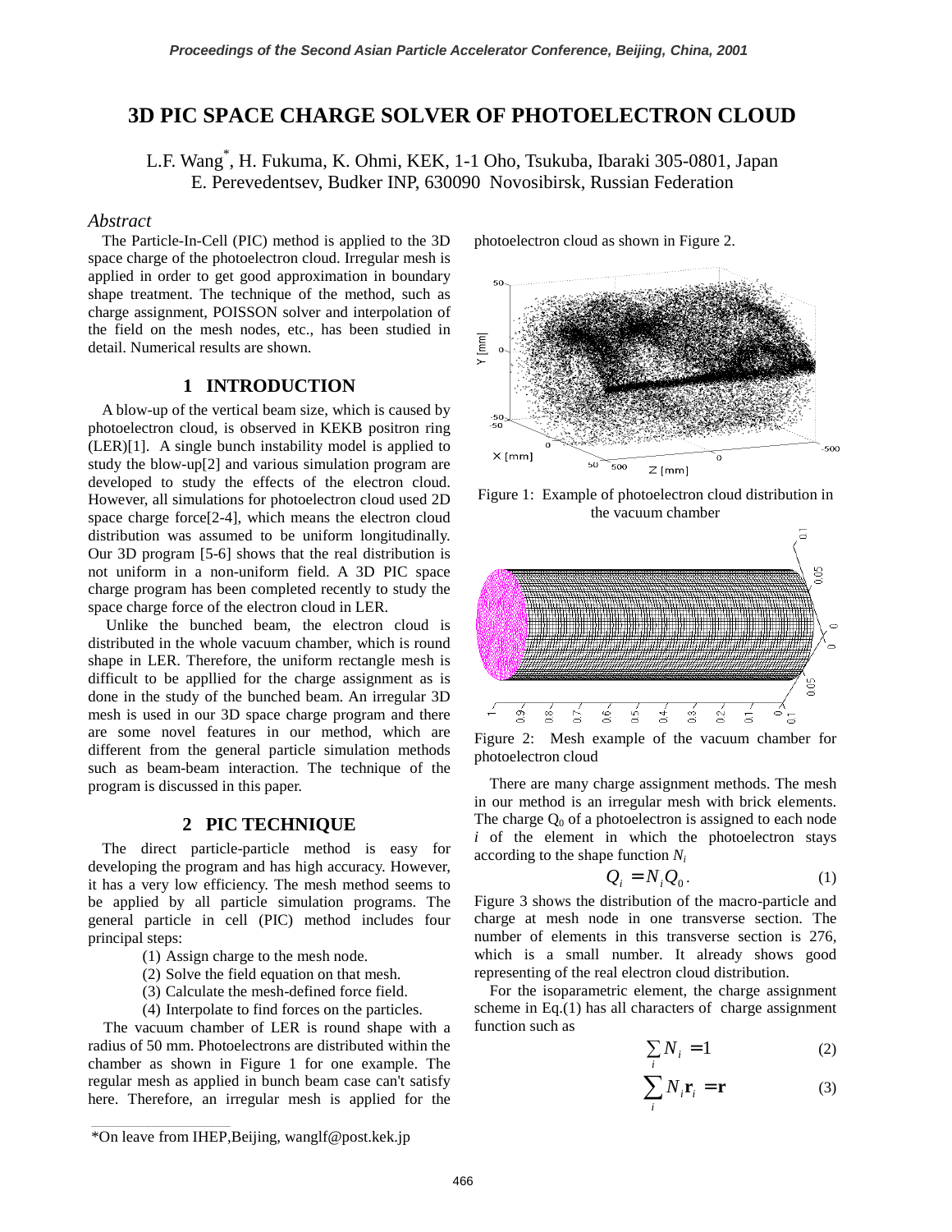# 3D PIC SPACE CHARGE SOLVER OF PHOTOELECTRON CLOUD

L.F. Wang[*], H. Fukuma, K. Ohmi, KEK, 1-1 Oho, Tsukuba, Ibaraki 305-0801, Japan
E. Perevedentsev, Budker INP, 630090 Novosibirsk, Russian Federation

*Abstract*

The Particle-In-Cell (PIC) method is applied to the 3D space charge of the photoelectron cloud. Irregular mesh is applied in order to get good approximation in boundary shape treatment. The technique of the method, such as charge assignment, POISSON solver and interpolation of the field on the mesh nodes, etc., has been studied in detail. Numerical results are shown.

## 1 INTRODUCTION

A blow-up of the vertical beam size, which is caused by photoelectron cloud, is observed in KEKB positron ring (LER)[1]. A single bunch instability model is applied to study the blow-up[2] and various simulation program are developed to study the effects of the electron cloud. However, all simulations for photoelectron cloud used 2D space charge force[2-4], which means the electron cloud distribution was assumed to be uniform longitudinally. Our 3D program [5-6] shows that the real distribution is not uniform in a non-uniform field. A 3D PIC space charge program has been completed recently to study the space charge force of the electron cloud in LER.

Unlike the bunched beam, the electron cloud is distributed in the whole vacuum chamber, which is round shape in LER. Therefore, the uniform rectangle mesh is difficult to be appllied for the charge assignment as is done in the study of the bunched beam. An irregular 3D mesh is used in our 3D space charge program and there are some novel features in our method, which are different from the general particle simulation methods such as beam-beam interaction. The technique of the program is discussed in this paper.

## 2 PIC TECHNIQUE

The direct particle-particle method is easy for developing the program and has high accuracy. However, it has a very low efficiency. The mesh method seems to be applied by all particle simulation programs. The general particle in cell (PIC) method includes four principal steps:

1. Assign charge to the mesh node.
2. Solve the field equation on that mesh.
3. Calculate the mesh-defined force field.
4. Interpolate to find forces on the particles.

The vacuum chamber of LER is round shape with a radius of 50 mm. Photoelectrons are distributed within the chamber as shown in Figure 1 for one example. The regular mesh as applied in bunch beam case can't satisfy here. Therefore, an irregular mesh is applied for the photoelectron cloud as shown in Figure 2.

Figure 1: Example of photoelectron cloud distribution in the vacuum chamber

Figure 2: Mesh example of the vacuum chamber for photoelectron cloud

There are many charge assignment methods. The mesh in our method is an irregular mesh with brick elements. The charge $Q_0$ of a photoelectron is assigned to each node $i$ of the element in which the photoelectron stays according to the shape function $N_i$

$$Q_i = N_i Q_0 . \qquad (1)$$

Figure 3 shows the distribution of the macro-particle and charge at mesh node in one transverse section. The number of elements in this transverse section is 276, which is a small number. It already shows good representing of the real electron cloud distribution.

For the isoparametric element, the charge assignment scheme in Eq.(1) has all characters of charge assignment function such as

$$\sum_i N_i = 1 \qquad (2)$$

$$\sum_i N_i \mathbf{r}_i = \mathbf{r} \qquad (3)$$

*On leave from IHEP,Beijing, wanglf@post.kek.jp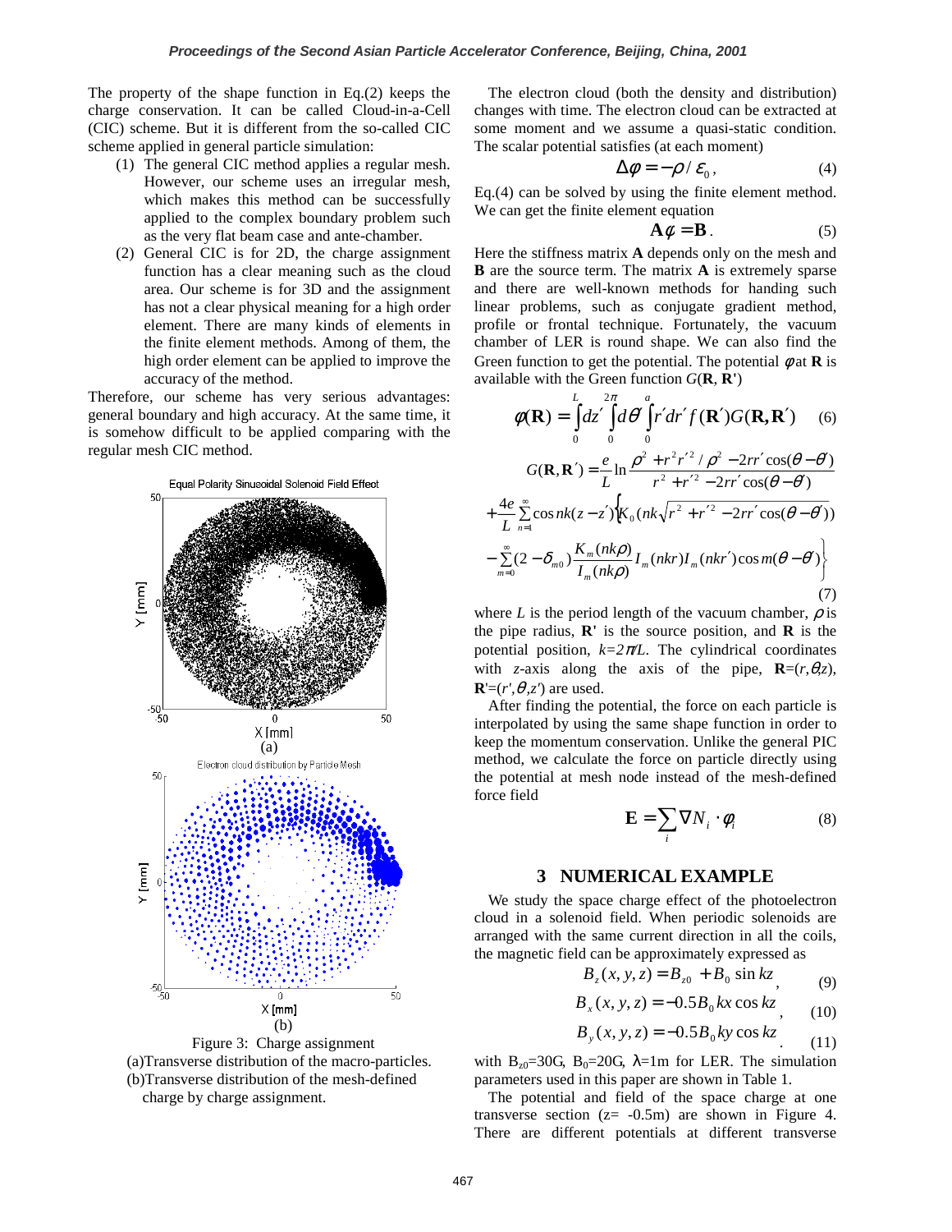The property of the shape function in Eq.(2) keeps the charge conservation. It can be called Cloud-in-a-Cell (CIC) scheme. But it is different from the so-called CIC scheme applied in general particle simulation:

1. The general CIC method applies a regular mesh. However, our scheme uses an irregular mesh, which makes this method can be successfully applied to the complex boundary problem such as the very flat beam case and ante-chamber.
2. General CIC is for 2D, the charge assignment function has a clear meaning such as the cloud area. Our scheme is for 3D and the assignment has not a clear physical meaning for a high order element. There are many kinds of elements in the finite element methods. Among of them, the high order element can be applied to improve the accuracy of the method.

Therefore, our scheme has very serious advantages: general boundary and high accuracy. At the same time, it is somehow difficult to be applied comparing with the regular mesh CIC method.

Figure 3: Charge assignment
(a)Transverse distribution of the macro-particles.
(b)Transverse distribution of the mesh-defined charge by charge assignment.

The electron cloud (both the density and distribution) changes with time. The electron cloud can be extracted at some moment and we assume a quasi-static condition. The scalar potential satisfies (at each moment)

$$\Delta\phi = -\rho / \varepsilon_0 , \tag{4}$$

Eq.(4) can be solved by using the finite element method. We can get the finite element equation

$$\mathbf{A}\phi = \mathbf{B} . \tag{5}$$

Here the stiffness matrix **A** depends only on the mesh and **B** are the source term. The matrix **A** is extremely sparse and there are well-known methods for handing such linear problems, such as conjugate gradient method, profile or frontal technique. Fortunately, the vacuum chamber of LER is round shape. We can also find the Green function to get the potential. The potential $\phi$ at **R** is available with the Green function $G(\mathbf{R}, \mathbf{R}')$

$$\phi(\mathbf{R}) = \int_0^L dz' \int_0^{2\pi} d\theta' \int_0^a r' dr' f(\mathbf{R}') G(\mathbf{R}, \mathbf{R}') \tag{6}$$

$$\begin{aligned} G(\mathbf{R}, \mathbf{R}') &= \frac{e}{L} \ln \frac{\rho^2 + r^2 r'^2 / \rho^2 - 2rr' \cos(\theta - \theta')}{r^2 + r'^2 - 2rr' \cos(\theta - \theta')} \\ &+ \frac{4e}{L} \sum_{n=1}^{\infty} \cos nk(z - z') \Big\{ K_0 (nk \sqrt{r^2 + r'^2 - 2rr' \cos(\theta - \theta')}) \\ &- \sum_{m=0}^{\infty} (2 - \delta_{m0}) \frac{K_m(nk\rho)}{I_m(nk\rho)} I_m(nkr) I_m(nkr') \cos m(\theta - \theta') \Big\} \end{aligned} \tag{7}$$

where $L$ is the period length of the vacuum chamber, $\rho$ is the pipe radius, **R'** is the source position, and **R** is the potential position, $k=2\pi/L$. The cylindrical coordinates with $z$-axis along the axis of the pipe, $\mathbf{R}=(r,\theta,z)$, $\mathbf{R}'=(r',\theta',z')$ are used.

After finding the potential, the force on each particle is interpolated by using the same shape function in order to keep the momentum conservation. Unlike the general PIC method, we calculate the force on particle directly using the potential at mesh node instead of the mesh-defined force field

$$\mathbf{E} = \sum_i \nabla N_i \cdot \phi_i \tag{8}$$

## 3 NUMERICAL EXAMPLE

We study the space charge effect of the photoelectron cloud in a solenoid field. When periodic solenoids are arranged with the same current direction in all the coils, the magnetic field can be approximately expressed as

$$B_z(x, y, z) = B_{z0} + B_0 \sin kz , \tag{9}$$

$$B_x(x, y, z) = -0.5 B_0 kx \cos kz , \tag{10}$$

$$B_y(x, y, z) = -0.5 B_0 ky \cos kz . \tag{11}$$

with $B_{z0}$=30G, $B_0$=20G, $\lambda$=1m for LER. The simulation parameters used in this paper are shown in Table 1.

The potential and field of the space charge at one transverse section (z= -0.5m) are shown in Figure 4. There are different potentials at different transverse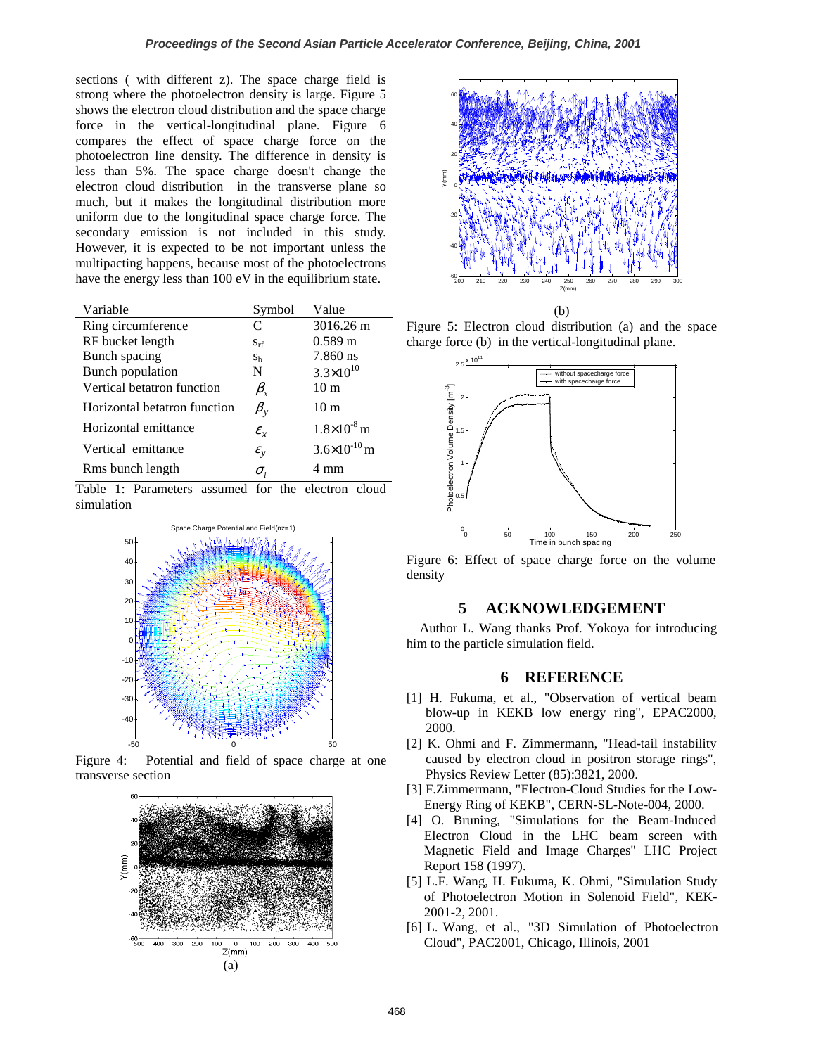sections ( with different z). The space charge field is strong where the photoelectron density is large. Figure 5 shows the electron cloud distribution and the space charge force in the vertical-longitudinal plane. Figure 6 compares the effect of space charge force on the photoelectron line density. The difference in density is less than 5%. The space charge doesn't change the electron cloud distribution in the transverse plane so much, but it makes the longitudinal distribution more uniform due to the longitudinal space charge force. The secondary emission is not included in this study. However, it is expected to be not important unless the multipacting happens, because most of the photoelectrons have the energy less than 100 eV in the equilibrium state.

| Variable | Symbol | Value |
|---|---|---|
| Ring circumference | C | 3016.26 m |
| RF bucket length | $s_{rf}$ | 0.589 m |
| Bunch spacing | $s_b$ | 7.860 ns |
| Bunch population | N | $3.3\times10^{10}$ |
| Vertical betatron function | $\beta_x$ | 10 m |
| Horizontal betatron function | $\beta_y$ | 10 m |
| Horizontal emittance | $\varepsilon_x$ | $1.8\times10^{-8}$ m |
| Vertical emittance | $\varepsilon_y$ | $3.6\times10^{-10}$ m |
| Rms bunch length | $\sigma_l$ | 4 mm |

Table 1: Parameters assumed for the electron cloud simulation

Space Charge Potential and Field(nz=1)

Figure 4: Potential and field of space charge at one transverse section

Y(mm)
Z(mm)

(a)

Y(mm)
Z(mm)

(b)

Figure 5: Electron cloud distribution (a) and the space charge force (b) in the vertical-longitudinal plane.

without spacecharge force
with spacecharge force
Photoelectron Volume Density [m⁻³]
Time in bunch spacing

Figure 6: Effect of space charge force on the volume density

## 5 ACKNOWLEDGEMENT

Author L. Wang thanks Prof. Yokoya for introducing him to the particle simulation field.

## 6 REFERENCE

[1] H. Fukuma, et al., "Observation of vertical beam blow-up in KEKB low energy ring", EPAC2000, 2000.

[2] K. Ohmi and F. Zimmermann, "Head-tail instability caused by electron cloud in positron storage rings", Physics Review Letter (85):3821, 2000.

[3] F.Zimmermann, "Electron-Cloud Studies for the Low-Energy Ring of KEKB", CERN-SL-Note-004, 2000.

[4] O. Bruning, "Simulations for the Beam-Induced Electron Cloud in the LHC beam screen with Magnetic Field and Image Charges" LHC Project Report 158 (1997).

[5] L.F. Wang, H. Fukuma, K. Ohmi, "Simulation Study of Photoelectron Motion in Solenoid Field", KEK-2001-2, 2001.

[6] L. Wang, et al., "3D Simulation of Photoelectron Cloud", PAC2001, Chicago, Illinois, 2001